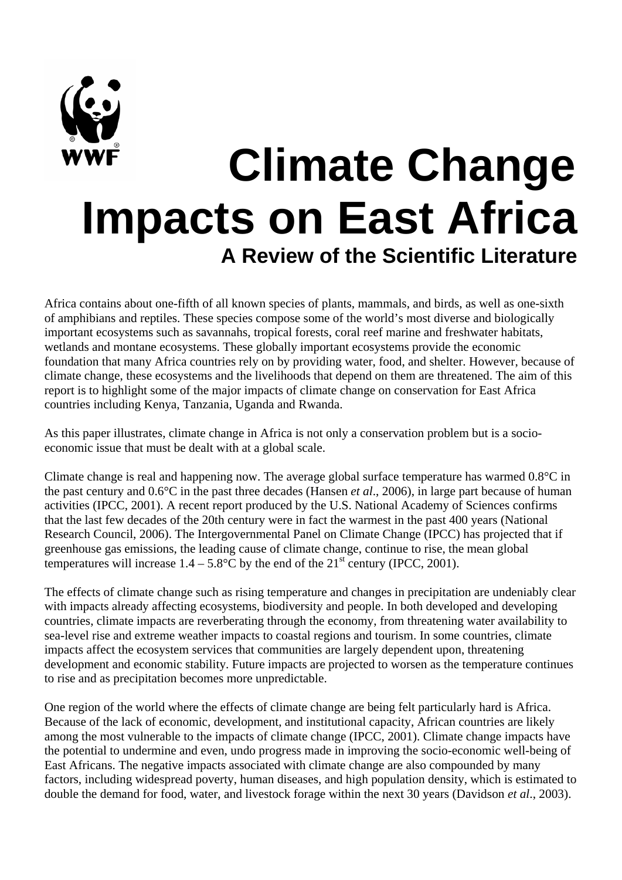# Climate Change Impacts on East Africa

## A Review of the Scientific Literature

Africa contains about one-fifth of all known species of plants, mammals, and birds, as well as one-sixth of amphibians and reptiles. These species compose some of the world's most diverse and biologically important ecosystems such as savannahs, tropical forests, coral reef marine and freshwater habitats, wetlands and montane ecosystems. These globally important ecosystems provide the economic foundation that many Africa countries rely on by providing water, food, and shelter. However, because of climate change, these ecosystems and the livelihoods that depend on them are threatened. The aim of this report is to highlight some of the major impacts of climate change on conservation for East Africa countries including Kenya, Tanzania, Uganda and Rwanda.

As this paper illustrates, climate change in Africa is not only a conservation problem but is a socio-economic issue that must be dealt with at a global scale.

Climate change is real and happening now. The average global surface temperature has warmed 0.8°C in the past century and 0.6°C in the past three decades (Hansen *et al*., 2006), in large part because of human activities (IPCC, 2001). A recent report produced by the U.S. National Academy of Sciences confirms that the last few decades of the 20th century were in fact the warmest in the past 400 years (National Research Council, 2006). The Intergovernmental Panel on Climate Change (IPCC) has projected that if greenhouse gas emissions, the leading cause of climate change, continue to rise, the mean global temperatures will increase 1.4 – 5.8°C by the end of the 21$^{st}$ century (IPCC, 2001).

The effects of climate change such as rising temperature and changes in precipitation are undeniably clear with impacts already affecting ecosystems, biodiversity and people. In both developed and developing countries, climate impacts are reverberating through the economy, from threatening water availability to sea-level rise and extreme weather impacts to coastal regions and tourism. In some countries, climate impacts affect the ecosystem services that communities are largely dependent upon, threatening development and economic stability. Future impacts are projected to worsen as the temperature continues to rise and as precipitation becomes more unpredictable.

One region of the world where the effects of climate change are being felt particularly hard is Africa. Because of the lack of economic, development, and institutional capacity, African countries are likely among the most vulnerable to the impacts of climate change (IPCC, 2001). Climate change impacts have the potential to undermine and even, undo progress made in improving the socio-economic well-being of East Africans. The negative impacts associated with climate change are also compounded by many factors, including widespread poverty, human diseases, and high population density, which is estimated to double the demand for food, water, and livestock forage within the next 30 years (Davidson *et al*., 2003).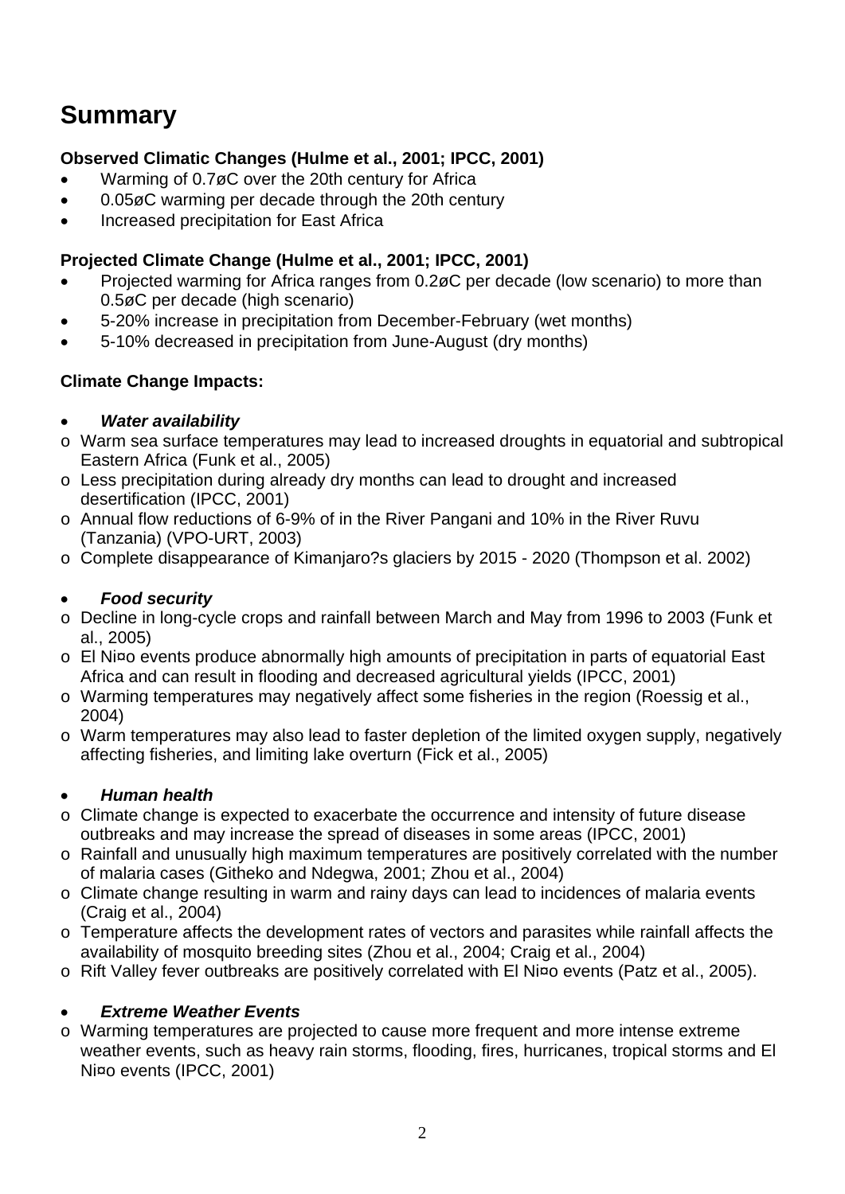# Summary

**Observed Climatic Changes (Hulme et al., 2001; IPCC, 2001)**

- Warming of 0.7øC over the 20th century for Africa
- 0.05øC warming per decade through the 20th century
- Increased precipitation for East Africa

**Projected Climate Change (Hulme et al., 2001; IPCC, 2001)**

- Projected warming for Africa ranges from 0.2øC per decade (low scenario) to more than 0.5øC per decade (high scenario)
- 5-20% increase in precipitation from December-February (wet months)
- 5-10% decreased in precipitation from June-August (dry months)

**Climate Change Impacts:**

- ***Water availability***
  - Warm sea surface temperatures may lead to increased droughts in equatorial and subtropical Eastern Africa (Funk et al., 2005)
  - Less precipitation during already dry months can lead to drought and increased desertification (IPCC, 2001)
  - Annual flow reductions of 6-9% of in the River Pangani and 10% in the River Ruvu (Tanzania) (VPO-URT, 2003)
  - Complete disappearance of Kimanjaro?s glaciers by 2015 - 2020 (Thompson et al. 2002)

- ***Food security***
  - Decline in long-cycle crops and rainfall between March and May from 1996 to 2003 (Funk et al., 2005)
  - El Ni¤o events produce abnormally high amounts of precipitation in parts of equatorial East Africa and can result in flooding and decreased agricultural yields (IPCC, 2001)
  - Warming temperatures may negatively affect some fisheries in the region (Roessig et al., 2004)
  - Warm temperatures may also lead to faster depletion of the limited oxygen supply, negatively affecting fisheries, and limiting lake overturn (Fick et al., 2005)

- ***Human health***
  - Climate change is expected to exacerbate the occurrence and intensity of future disease outbreaks and may increase the spread of diseases in some areas (IPCC, 2001)
  - Rainfall and unusually high maximum temperatures are positively correlated with the number of malaria cases (Githeko and Ndegwa, 2001; Zhou et al., 2004)
  - Climate change resulting in warm and rainy days can lead to incidences of malaria events (Craig et al., 2004)
  - Temperature affects the development rates of vectors and parasites while rainfall affects the availability of mosquito breeding sites (Zhou et al., 2004; Craig et al., 2004)
  - Rift Valley fever outbreaks are positively correlated with El Ni¤o events (Patz et al., 2005).

- ***Extreme Weather Events***
  - Warming temperatures are projected to cause more frequent and more intense extreme weather events, such as heavy rain storms, flooding, fires, hurricanes, tropical storms and El Ni¤o events (IPCC, 2001)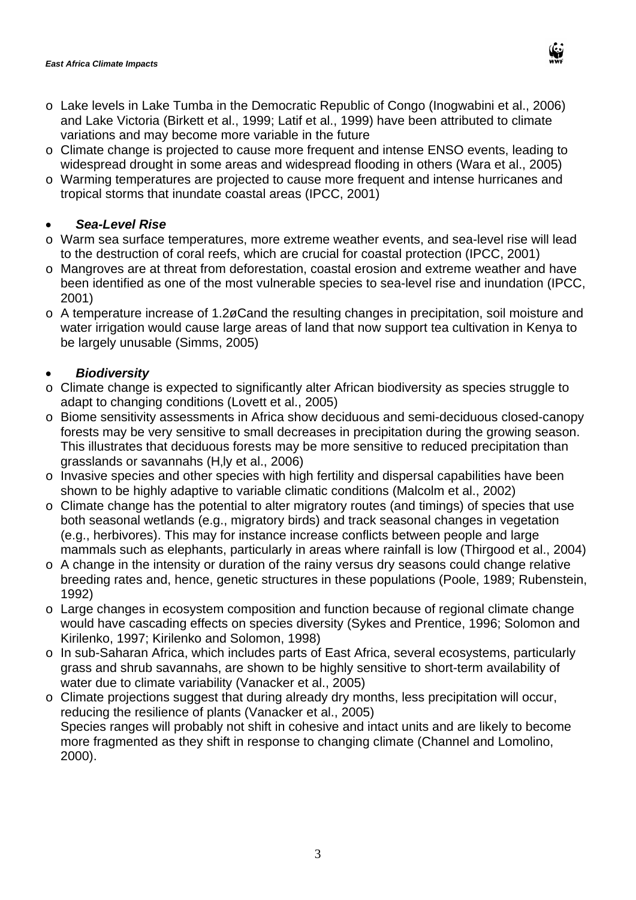- Lake levels in Lake Tumba in the Democratic Republic of Congo (Inogwabini et al., 2006) and Lake Victoria (Birkett et al., 1999; Latif et al., 1999) have been attributed to climate variations and may become more variable in the future
- Climate change is projected to cause more frequent and intense ENSO events, leading to widespread drought in some areas and widespread flooding in others (Wara et al., 2005)
- Warming temperatures are projected to cause more frequent and intense hurricanes and tropical storms that inundate coastal areas (IPCC, 2001)

- ***Sea-Level Rise***
- Warm sea surface temperatures, more extreme weather events, and sea-level rise will lead to the destruction of coral reefs, which are crucial for coastal protection (IPCC, 2001)
- Mangroves are at threat from deforestation, coastal erosion and extreme weather and have been identified as one of the most vulnerable species to sea-level rise and inundation (IPCC, 2001)
- A temperature increase of 1.2øCand the resulting changes in precipitation, soil moisture and water irrigation would cause large areas of land that now support tea cultivation in Kenya to be largely unusable (Simms, 2005)

- ***Biodiversity***
- Climate change is expected to significantly alter African biodiversity as species struggle to adapt to changing conditions (Lovett et al., 2005)
- Biome sensitivity assessments in Africa show deciduous and semi-deciduous closed-canopy forests may be very sensitive to small decreases in precipitation during the growing season. This illustrates that deciduous forests may be more sensitive to reduced precipitation than grasslands or savannahs (H,ly et al., 2006)
- Invasive species and other species with high fertility and dispersal capabilities have been shown to be highly adaptive to variable climatic conditions (Malcolm et al., 2002)
- Climate change has the potential to alter migratory routes (and timings) of species that use both seasonal wetlands (e.g., migratory birds) and track seasonal changes in vegetation (e.g., herbivores). This may for instance increase conflicts between people and large mammals such as elephants, particularly in areas where rainfall is low (Thirgood et al., 2004)
- A change in the intensity or duration of the rainy versus dry seasons could change relative breeding rates and, hence, genetic structures in these populations (Poole, 1989; Rubenstein, 1992)
- Large changes in ecosystem composition and function because of regional climate change would have cascading effects on species diversity (Sykes and Prentice, 1996; Solomon and Kirilenko, 1997; Kirilenko and Solomon, 1998)
- In sub-Saharan Africa, which includes parts of East Africa, several ecosystems, particularly grass and shrub savannahs, are shown to be highly sensitive to short-term availability of water due to climate variability (Vanacker et al., 2005)
- Climate projections suggest that during already dry months, less precipitation will occur, reducing the resilience of plants (Vanacker et al., 2005)
  Species ranges will probably not shift in cohesive and intact units and are likely to become more fragmented as they shift in response to changing climate (Channel and Lomolino, 2000).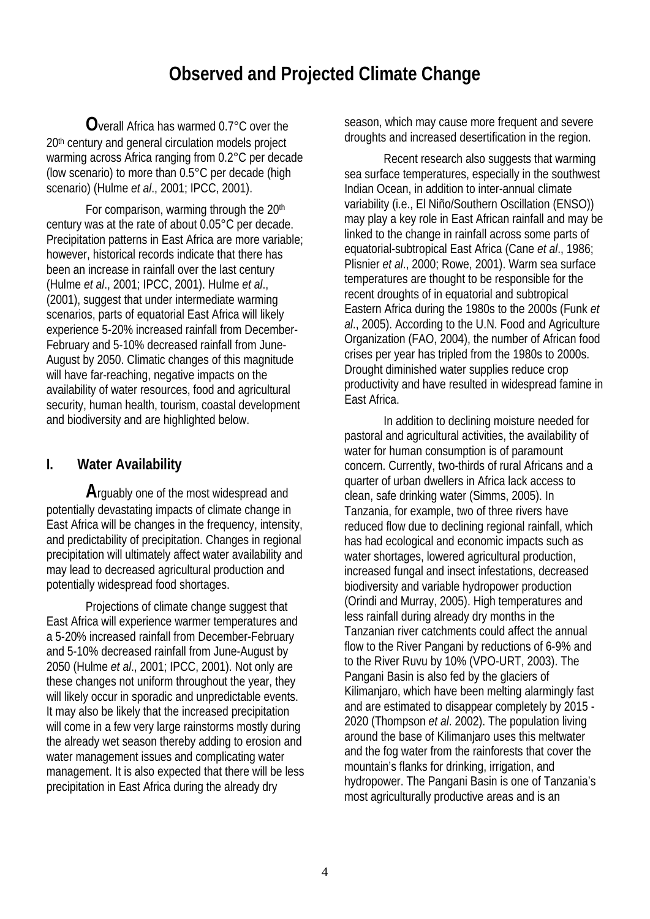# Observed and Projected Climate Change

**O**verall Africa has warmed 0.7°C over the 20th century and general circulation models project warming across Africa ranging from 0.2°C per decade (low scenario) to more than 0.5°C per decade (high scenario) (Hulme *et al*., 2001; IPCC, 2001).

For comparison, warming through the 20th century was at the rate of about 0.05°C per decade. Precipitation patterns in East Africa are more variable; however, historical records indicate that there has been an increase in rainfall over the last century (Hulme *et al*., 2001; IPCC, 2001). Hulme *et al*., (2001), suggest that under intermediate warming scenarios, parts of equatorial East Africa will likely experience 5-20% increased rainfall from December-February and 5-10% decreased rainfall from June-August by 2050. Climatic changes of this magnitude will have far-reaching, negative impacts on the availability of water resources, food and agricultural security, human health, tourism, coastal development and biodiversity and are highlighted below.

## I. Water Availability

**A**rguably one of the most widespread and potentially devastating impacts of climate change in East Africa will be changes in the frequency, intensity, and predictability of precipitation. Changes in regional precipitation will ultimately affect water availability and may lead to decreased agricultural production and potentially widespread food shortages.

Projections of climate change suggest that East Africa will experience warmer temperatures and a 5-20% increased rainfall from December-February and 5-10% decreased rainfall from June-August by 2050 (Hulme *et al*., 2001; IPCC, 2001). Not only are these changes not uniform throughout the year, they will likely occur in sporadic and unpredictable events. It may also be likely that the increased precipitation will come in a few very large rainstorms mostly during the already wet season thereby adding to erosion and water management issues and complicating water management. It is also expected that there will be less precipitation in East Africa during the already dry season, which may cause more frequent and severe droughts and increased desertification in the region.

Recent research also suggests that warming sea surface temperatures, especially in the southwest Indian Ocean, in addition to inter-annual climate variability (i.e., El Niño/Southern Oscillation (ENSO)) may play a key role in East African rainfall and may be linked to the change in rainfall across some parts of equatorial-subtropical East Africa (Cane *et al*., 1986; Plisnier *et al*., 2000; Rowe, 2001). Warm sea surface temperatures are thought to be responsible for the recent droughts of in equatorial and subtropical Eastern Africa during the 1980s to the 2000s (Funk *et al*., 2005). According to the U.N. Food and Agriculture Organization (FAO, 2004), the number of African food crises per year has tripled from the 1980s to 2000s. Drought diminished water supplies reduce crop productivity and have resulted in widespread famine in East Africa.

In addition to declining moisture needed for pastoral and agricultural activities, the availability of water for human consumption is of paramount concern. Currently, two-thirds of rural Africans and a quarter of urban dwellers in Africa lack access to clean, safe drinking water (Simms, 2005). In Tanzania, for example, two of three rivers have reduced flow due to declining regional rainfall, which has had ecological and economic impacts such as water shortages, lowered agricultural production, increased fungal and insect infestations, decreased biodiversity and variable hydropower production (Orindi and Murray, 2005). High temperatures and less rainfall during already dry months in the Tanzanian river catchments could affect the annual flow to the River Pangani by reductions of 6-9% and to the River Ruvu by 10% (VPO-URT, 2003). The Pangani Basin is also fed by the glaciers of Kilimanjaro, which have been melting alarmingly fast and are estimated to disappear completely by 2015 - 2020 (Thompson *et al*. 2002). The population living around the base of Kilimanjaro uses this meltwater and the fog water from the rainforests that cover the mountain's flanks for drinking, irrigation, and hydropower. The Pangani Basin is one of Tanzania's most agriculturally productive areas and is an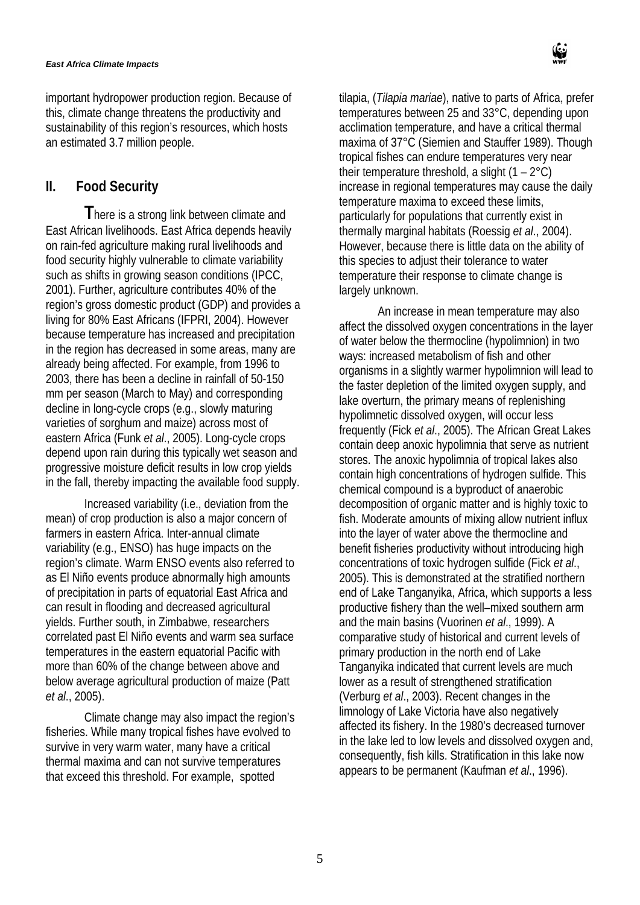important hydropower production region. Because of this, climate change threatens the productivity and sustainability of this region's resources, which hosts an estimated 3.7 million people.

## II. Food Security

There is a strong link between climate and East African livelihoods. East Africa depends heavily on rain-fed agriculture making rural livelihoods and food security highly vulnerable to climate variability such as shifts in growing season conditions (IPCC, 2001). Further, agriculture contributes 40% of the region's gross domestic product (GDP) and provides a living for 80% East Africans (IFPRI, 2004). However because temperature has increased and precipitation in the region has decreased in some areas, many are already being affected. For example, from 1996 to 2003, there has been a decline in rainfall of 50-150 mm per season (March to May) and corresponding decline in long-cycle crops (e.g., slowly maturing varieties of sorghum and maize) across most of eastern Africa (Funk *et al*., 2005). Long-cycle crops depend upon rain during this typically wet season and progressive moisture deficit results in low crop yields in the fall, thereby impacting the available food supply.

Increased variability (i.e., deviation from the mean) of crop production is also a major concern of farmers in eastern Africa. Inter-annual climate variability (e.g., ENSO) has huge impacts on the region's climate. Warm ENSO events also referred to as El Niño events produce abnormally high amounts of precipitation in parts of equatorial East Africa and can result in flooding and decreased agricultural yields. Further south, in Zimbabwe, researchers correlated past El Niño events and warm sea surface temperatures in the eastern equatorial Pacific with more than 60% of the change between above and below average agricultural production of maize (Patt *et al*., 2005).

Climate change may also impact the region's fisheries. While many tropical fishes have evolved to survive in very warm water, many have a critical thermal maxima and can not survive temperatures that exceed this threshold. For example, spotted tilapia, (*Tilapia mariae*), native to parts of Africa, prefer temperatures between 25 and 33°C, depending upon acclimation temperature, and have a critical thermal maxima of 37°C (Siemien and Stauffer 1989). Though tropical fishes can endure temperatures very near their temperature threshold, a slight (1 – 2°C) increase in regional temperatures may cause the daily temperature maxima to exceed these limits, particularly for populations that currently exist in thermally marginal habitats (Roessig *et al*., 2004). However, because there is little data on the ability of this species to adjust their tolerance to water temperature their response to climate change is largely unknown.

An increase in mean temperature may also affect the dissolved oxygen concentrations in the layer of water below the thermocline (hypolimnion) in two ways: increased metabolism of fish and other organisms in a slightly warmer hypolimnion will lead to the faster depletion of the limited oxygen supply, and lake overturn, the primary means of replenishing hypolimnetic dissolved oxygen, will occur less frequently (Fick *et al*., 2005). The African Great Lakes contain deep anoxic hypolimnia that serve as nutrient stores. The anoxic hypolimnia of tropical lakes also contain high concentrations of hydrogen sulfide. This chemical compound is a byproduct of anaerobic decomposition of organic matter and is highly toxic to fish. Moderate amounts of mixing allow nutrient influx into the layer of water above the thermocline and benefit fisheries productivity without introducing high concentrations of toxic hydrogen sulfide (Fick *et al*., 2005). This is demonstrated at the stratified northern end of Lake Tanganyika, Africa, which supports a less productive fishery than the well–mixed southern arm and the main basins (Vuorinen *et al*., 1999). A comparative study of historical and current levels of primary production in the north end of Lake Tanganyika indicated that current levels are much lower as a result of strengthened stratification (Verburg *et al*., 2003). Recent changes in the limnology of Lake Victoria have also negatively affected its fishery. In the 1980's decreased turnover in the lake led to low levels and dissolved oxygen and, consequently, fish kills. Stratification in this lake now appears to be permanent (Kaufman *et al*., 1996).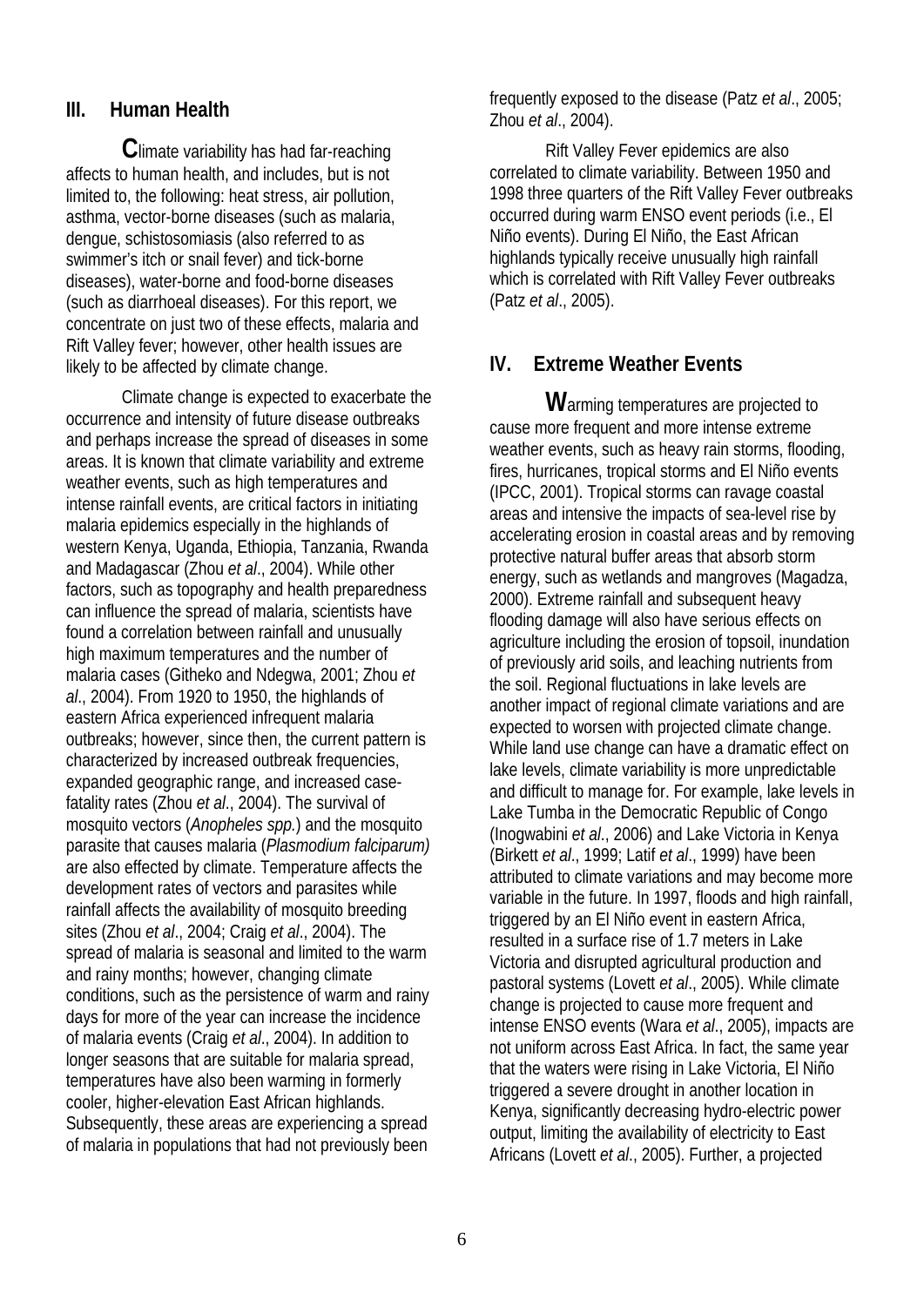## III. Human Health

**C**limate variability has had far-reaching affects to human health, and includes, but is not limited to, the following: heat stress, air pollution, asthma, vector-borne diseases (such as malaria, dengue, schistosomiasis (also referred to as swimmer's itch or snail fever) and tick-borne diseases), water-borne and food-borne diseases (such as diarrhoeal diseases). For this report, we concentrate on just two of these effects, malaria and Rift Valley fever; however, other health issues are likely to be affected by climate change.

Climate change is expected to exacerbate the occurrence and intensity of future disease outbreaks and perhaps increase the spread of diseases in some areas. It is known that climate variability and extreme weather events, such as high temperatures and intense rainfall events, are critical factors in initiating malaria epidemics especially in the highlands of western Kenya, Uganda, Ethiopia, Tanzania, Rwanda and Madagascar (Zhou *et al*., 2004). While other factors, such as topography and health preparedness can influence the spread of malaria, scientists have found a correlation between rainfall and unusually high maximum temperatures and the number of malaria cases (Githeko and Ndegwa, 2001; Zhou *et al*., 2004). From 1920 to 1950, the highlands of eastern Africa experienced infrequent malaria outbreaks; however, since then, the current pattern is characterized by increased outbreak frequencies, expanded geographic range, and increased case-fatality rates (Zhou *et al*., 2004). The survival of mosquito vectors (*Anopheles spp.*) and the mosquito parasite that causes malaria (*Plasmodium falciparum)* are also effected by climate. Temperature affects the development rates of vectors and parasites while rainfall affects the availability of mosquito breeding sites (Zhou *et al*., 2004; Craig *et al*., 2004). The spread of malaria is seasonal and limited to the warm and rainy months; however, changing climate conditions, such as the persistence of warm and rainy days for more of the year can increase the incidence of malaria events (Craig *et al*., 2004). In addition to longer seasons that are suitable for malaria spread, temperatures have also been warming in formerly cooler, higher-elevation East African highlands. Subsequently, these areas are experiencing a spread of malaria in populations that had not previously been frequently exposed to the disease (Patz *et al*., 2005; Zhou *et al*., 2004).

Rift Valley Fever epidemics are also correlated to climate variability. Between 1950 and 1998 three quarters of the Rift Valley Fever outbreaks occurred during warm ENSO event periods (i.e., El Niño events). During El Niño, the East African highlands typically receive unusually high rainfall which is correlated with Rift Valley Fever outbreaks (Patz *et al*., 2005).

## IV. Extreme Weather Events

**W**arming temperatures are projected to cause more frequent and more intense extreme weather events, such as heavy rain storms, flooding, fires, hurricanes, tropical storms and El Niño events (IPCC, 2001). Tropical storms can ravage coastal areas and intensive the impacts of sea-level rise by accelerating erosion in coastal areas and by removing protective natural buffer areas that absorb storm energy, such as wetlands and mangroves (Magadza, 2000). Extreme rainfall and subsequent heavy flooding damage will also have serious effects on agriculture including the erosion of topsoil, inundation of previously arid soils, and leaching nutrients from the soil. Regional fluctuations in lake levels are another impact of regional climate variations and are expected to worsen with projected climate change. While land use change can have a dramatic effect on lake levels, climate variability is more unpredictable and difficult to manage for. For example, lake levels in Lake Tumba in the Democratic Republic of Congo (Inogwabini *et al*., 2006) and Lake Victoria in Kenya (Birkett *et al*., 1999; Latif *et al*., 1999) have been attributed to climate variations and may become more variable in the future. In 1997, floods and high rainfall, triggered by an El Niño event in eastern Africa, resulted in a surface rise of 1.7 meters in Lake Victoria and disrupted agricultural production and pastoral systems (Lovett *et al*., 2005). While climate change is projected to cause more frequent and intense ENSO events (Wara *et al*., 2005), impacts are not uniform across East Africa. In fact, the same year that the waters were rising in Lake Victoria, El Niño triggered a severe drought in another location in Kenya, significantly decreasing hydro-electric power output, limiting the availability of electricity to East Africans (Lovett *et al*., 2005). Further, a projected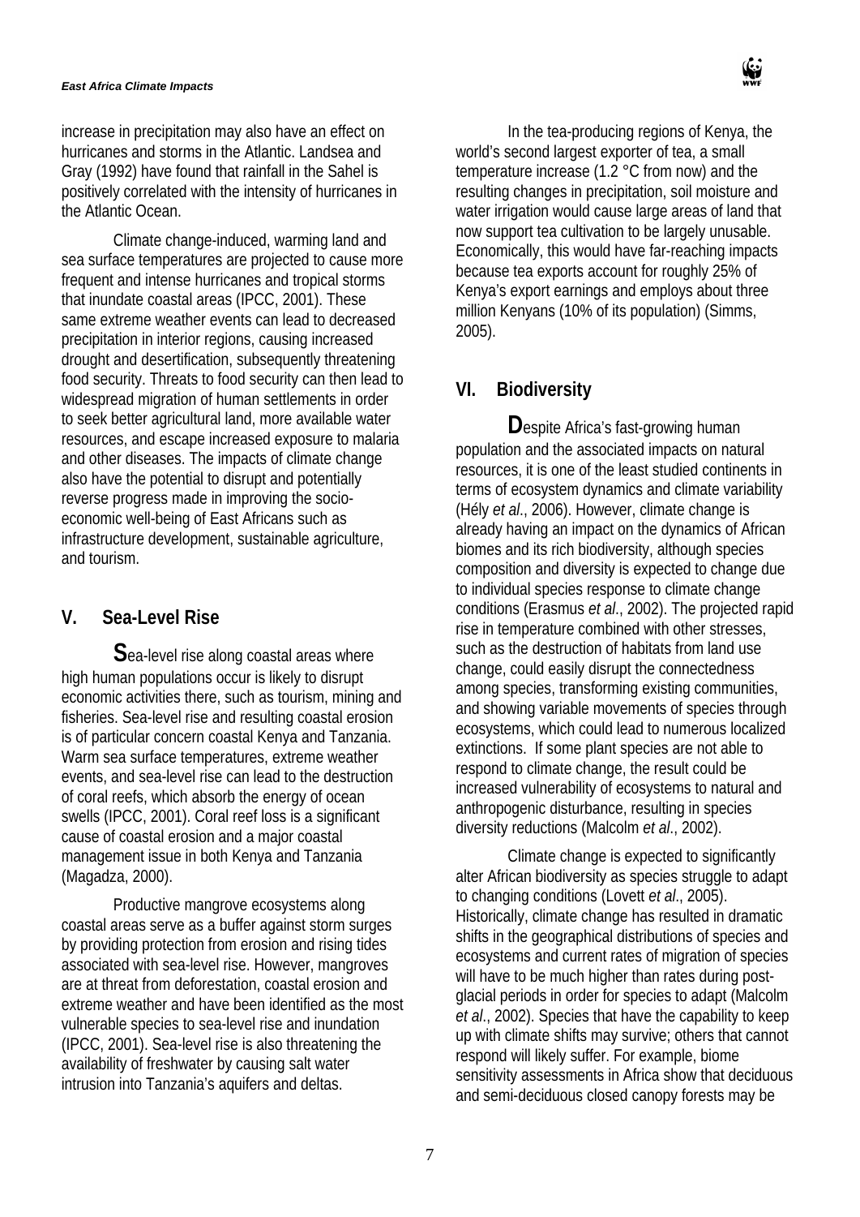increase in precipitation may also have an effect on hurricanes and storms in the Atlantic. Landsea and Gray (1992) have found that rainfall in the Sahel is positively correlated with the intensity of hurricanes in the Atlantic Ocean.

Climate change-induced, warming land and sea surface temperatures are projected to cause more frequent and intense hurricanes and tropical storms that inundate coastal areas (IPCC, 2001). These same extreme weather events can lead to decreased precipitation in interior regions, causing increased drought and desertification, subsequently threatening food security. Threats to food security can then lead to widespread migration of human settlements in order to seek better agricultural land, more available water resources, and escape increased exposure to malaria and other diseases. The impacts of climate change also have the potential to disrupt and potentially reverse progress made in improving the socio-economic well-being of East Africans such as infrastructure development, sustainable agriculture, and tourism.

## V. Sea-Level Rise

Sea-level rise along coastal areas where high human populations occur is likely to disrupt economic activities there, such as tourism, mining and fisheries. Sea-level rise and resulting coastal erosion is of particular concern coastal Kenya and Tanzania. Warm sea surface temperatures, extreme weather events, and sea-level rise can lead to the destruction of coral reefs, which absorb the energy of ocean swells (IPCC, 2001). Coral reef loss is a significant cause of coastal erosion and a major coastal management issue in both Kenya and Tanzania (Magadza, 2000).

Productive mangrove ecosystems along coastal areas serve as a buffer against storm surges by providing protection from erosion and rising tides associated with sea-level rise. However, mangroves are at threat from deforestation, coastal erosion and extreme weather and have been identified as the most vulnerable species to sea-level rise and inundation (IPCC, 2001). Sea-level rise is also threatening the availability of freshwater by causing salt water intrusion into Tanzania's aquifers and deltas.

In the tea-producing regions of Kenya, the world's second largest exporter of tea, a small temperature increase (1.2 °C from now) and the resulting changes in precipitation, soil moisture and water irrigation would cause large areas of land that now support tea cultivation to be largely unusable. Economically, this would have far-reaching impacts because tea exports account for roughly 25% of Kenya's export earnings and employs about three million Kenyans (10% of its population) (Simms, 2005).

## VI. Biodiversity

Despite Africa's fast-growing human population and the associated impacts on natural resources, it is one of the least studied continents in terms of ecosystem dynamics and climate variability (Hély *et al*., 2006). However, climate change is already having an impact on the dynamics of African biomes and its rich biodiversity, although species composition and diversity is expected to change due to individual species response to climate change conditions (Erasmus *et al*., 2002). The projected rapid rise in temperature combined with other stresses, such as the destruction of habitats from land use change, could easily disrupt the connectedness among species, transforming existing communities, and showing variable movements of species through ecosystems, which could lead to numerous localized extinctions. If some plant species are not able to respond to climate change, the result could be increased vulnerability of ecosystems to natural and anthropogenic disturbance, resulting in species diversity reductions (Malcolm *et al*., 2002).

Climate change is expected to significantly alter African biodiversity as species struggle to adapt to changing conditions (Lovett *et al*., 2005). Historically, climate change has resulted in dramatic shifts in the geographical distributions of species and ecosystems and current rates of migration of species will have to be much higher than rates during post-glacial periods in order for species to adapt (Malcolm *et al*., 2002). Species that have the capability to keep up with climate shifts may survive; others that cannot respond will likely suffer. For example, biome sensitivity assessments in Africa show that deciduous and semi-deciduous closed canopy forests may be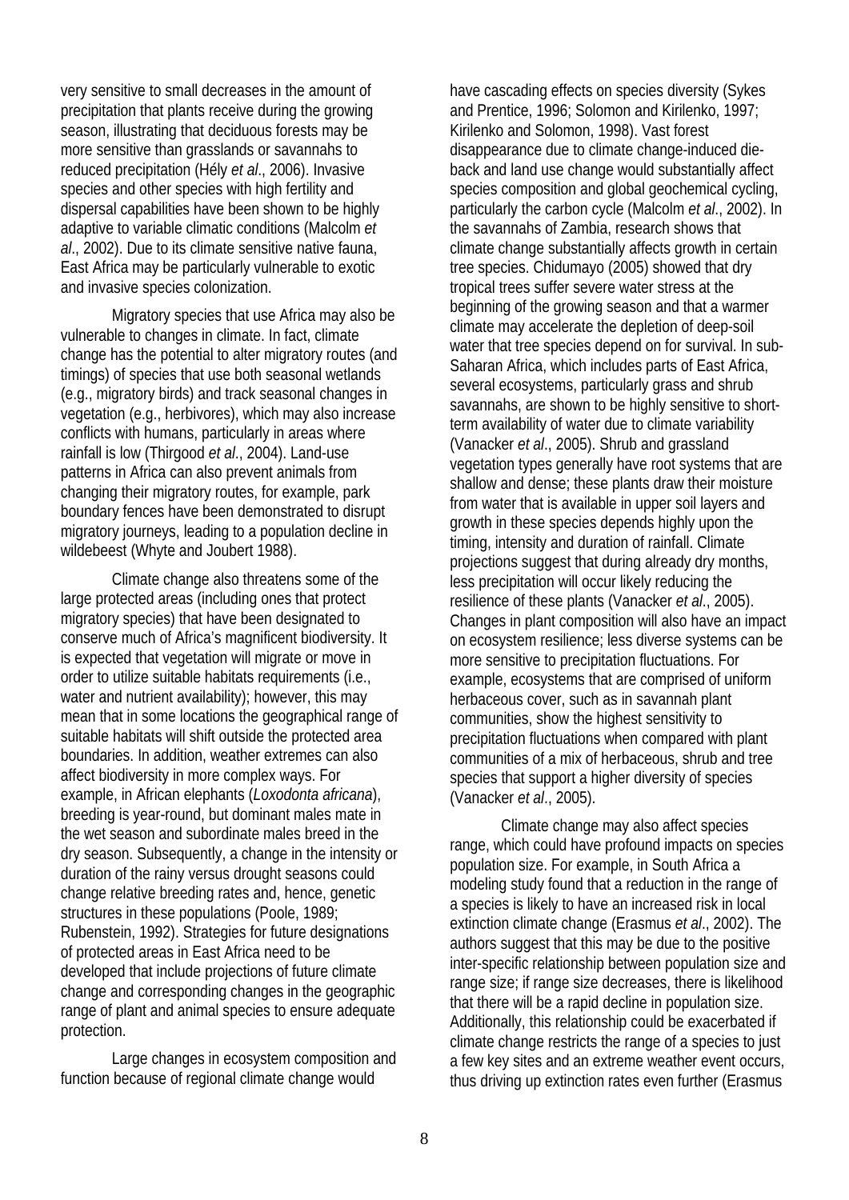very sensitive to small decreases in the amount of precipitation that plants receive during the growing season, illustrating that deciduous forests may be more sensitive than grasslands or savannahs to reduced precipitation (Hély *et al*., 2006). Invasive species and other species with high fertility and dispersal capabilities have been shown to be highly adaptive to variable climatic conditions (Malcolm *et al*., 2002). Due to its climate sensitive native fauna, East Africa may be particularly vulnerable to exotic and invasive species colonization.

Migratory species that use Africa may also be vulnerable to changes in climate. In fact, climate change has the potential to alter migratory routes (and timings) of species that use both seasonal wetlands (e.g., migratory birds) and track seasonal changes in vegetation (e.g., herbivores), which may also increase conflicts with humans, particularly in areas where rainfall is low (Thirgood *et al*., 2004). Land-use patterns in Africa can also prevent animals from changing their migratory routes, for example, park boundary fences have been demonstrated to disrupt migratory journeys, leading to a population decline in wildebeest (Whyte and Joubert 1988).

Climate change also threatens some of the large protected areas (including ones that protect migratory species) that have been designated to conserve much of Africa's magnificent biodiversity. It is expected that vegetation will migrate or move in order to utilize suitable habitats requirements (i.e., water and nutrient availability); however, this may mean that in some locations the geographical range of suitable habitats will shift outside the protected area boundaries. In addition, weather extremes can also affect biodiversity in more complex ways. For example, in African elephants (*Loxodonta africana*), breeding is year-round, but dominant males mate in the wet season and subordinate males breed in the dry season. Subsequently, a change in the intensity or duration of the rainy versus drought seasons could change relative breeding rates and, hence, genetic structures in these populations (Poole, 1989; Rubenstein, 1992). Strategies for future designations of protected areas in East Africa need to be developed that include projections of future climate change and corresponding changes in the geographic range of plant and animal species to ensure adequate protection.

Large changes in ecosystem composition and function because of regional climate change would have cascading effects on species diversity (Sykes and Prentice, 1996; Solomon and Kirilenko, 1997; Kirilenko and Solomon, 1998). Vast forest disappearance due to climate change-induced die-back and land use change would substantially affect species composition and global geochemical cycling, particularly the carbon cycle (Malcolm *et al*., 2002). In the savannahs of Zambia, research shows that climate change substantially affects growth in certain tree species. Chidumayo (2005) showed that dry tropical trees suffer severe water stress at the beginning of the growing season and that a warmer climate may accelerate the depletion of deep-soil water that tree species depend on for survival. In sub-Saharan Africa, which includes parts of East Africa, several ecosystems, particularly grass and shrub savannahs, are shown to be highly sensitive to short-term availability of water due to climate variability (Vanacker *et al*., 2005). Shrub and grassland vegetation types generally have root systems that are shallow and dense; these plants draw their moisture from water that is available in upper soil layers and growth in these species depends highly upon the timing, intensity and duration of rainfall. Climate projections suggest that during already dry months, less precipitation will occur likely reducing the resilience of these plants (Vanacker *et al*., 2005). Changes in plant composition will also have an impact on ecosystem resilience; less diverse systems can be more sensitive to precipitation fluctuations. For example, ecosystems that are comprised of uniform herbaceous cover, such as in savannah plant communities, show the highest sensitivity to precipitation fluctuations when compared with plant communities of a mix of herbaceous, shrub and tree species that support a higher diversity of species (Vanacker *et al*., 2005).

Climate change may also affect species range, which could have profound impacts on species population size. For example, in South Africa a modeling study found that a reduction in the range of a species is likely to have an increased risk in local extinction climate change (Erasmus *et al*., 2002). The authors suggest that this may be due to the positive inter-specific relationship between population size and range size; if range size decreases, there is likelihood that there will be a rapid decline in population size. Additionally, this relationship could be exacerbated if climate change restricts the range of a species to just a few key sites and an extreme weather event occurs, thus driving up extinction rates even further (Erasmus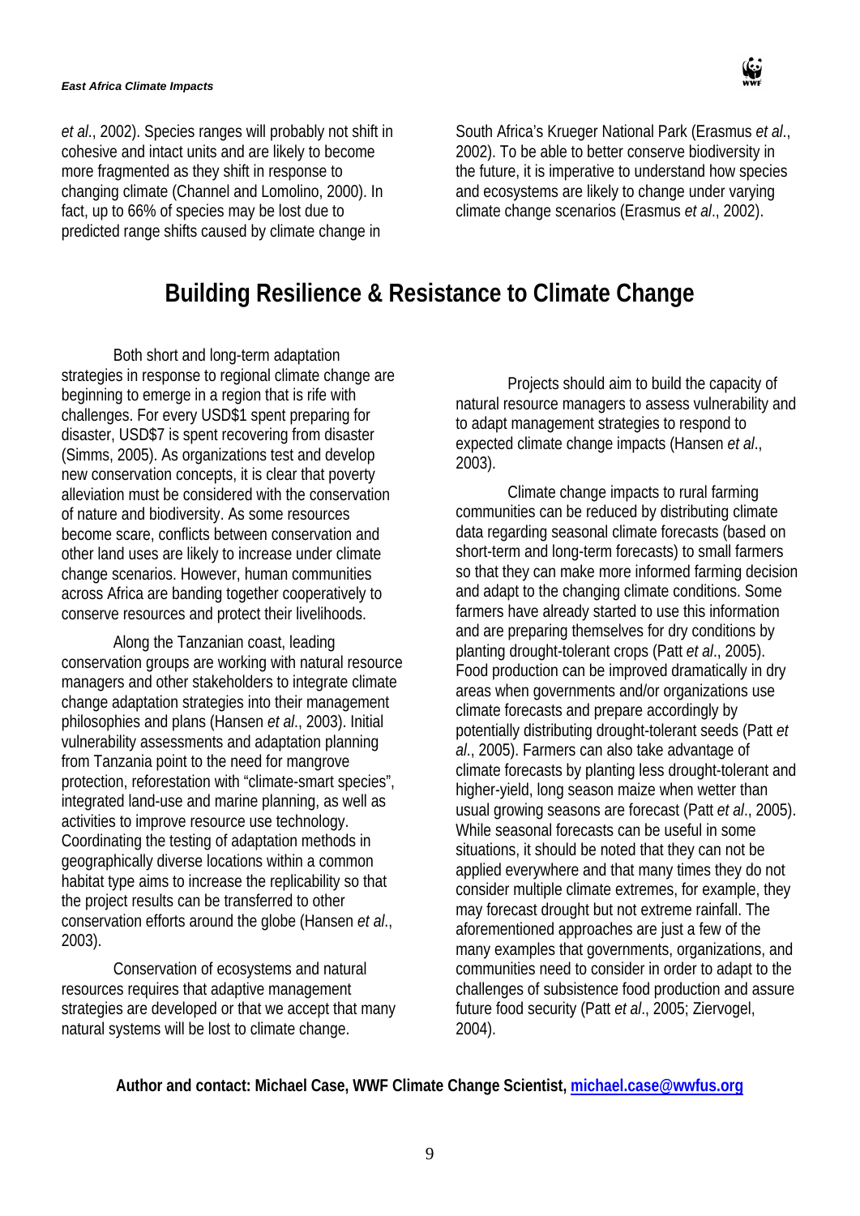*et al*., 2002). Species ranges will probably not shift in cohesive and intact units and are likely to become more fragmented as they shift in response to changing climate (Channel and Lomolino, 2000). In fact, up to 66% of species may be lost due to predicted range shifts caused by climate change in South Africa's Krueger National Park (Erasmus *et al*., 2002). To be able to better conserve biodiversity in the future, it is imperative to understand how species and ecosystems are likely to change under varying climate change scenarios (Erasmus *et al*., 2002).

## Building Resilience & Resistance to Climate Change

Both short and long-term adaptation strategies in response to regional climate change are beginning to emerge in a region that is rife with challenges. For every USD$1 spent preparing for disaster, USD$7 is spent recovering from disaster (Simms, 2005). As organizations test and develop new conservation concepts, it is clear that poverty alleviation must be considered with the conservation of nature and biodiversity. As some resources become scare, conflicts between conservation and other land uses are likely to increase under climate change scenarios. However, human communities across Africa are banding together cooperatively to conserve resources and protect their livelihoods.

Along the Tanzanian coast, leading conservation groups are working with natural resource managers and other stakeholders to integrate climate change adaptation strategies into their management philosophies and plans (Hansen *et al*., 2003). Initial vulnerability assessments and adaptation planning from Tanzania point to the need for mangrove protection, reforestation with "climate-smart species", integrated land-use and marine planning, as well as activities to improve resource use technology. Coordinating the testing of adaptation methods in geographically diverse locations within a common habitat type aims to increase the replicability so that the project results can be transferred to other conservation efforts around the globe (Hansen *et al*., 2003).

Conservation of ecosystems and natural resources requires that adaptive management strategies are developed or that we accept that many natural systems will be lost to climate change.

Projects should aim to build the capacity of natural resource managers to assess vulnerability and to adapt management strategies to respond to expected climate change impacts (Hansen *et al*., 2003).

Climate change impacts to rural farming communities can be reduced by distributing climate data regarding seasonal climate forecasts (based on short-term and long-term forecasts) to small farmers so that they can make more informed farming decision and adapt to the changing climate conditions. Some farmers have already started to use this information and are preparing themselves for dry conditions by planting drought-tolerant crops (Patt *et al*., 2005). Food production can be improved dramatically in dry areas when governments and/or organizations use climate forecasts and prepare accordingly by potentially distributing drought-tolerant seeds (Patt *et al*., 2005). Farmers can also take advantage of climate forecasts by planting less drought-tolerant and higher-yield, long season maize when wetter than usual growing seasons are forecast (Patt *et al*., 2005). While seasonal forecasts can be useful in some situations, it should be noted that they can not be applied everywhere and that many times they do not consider multiple climate extremes, for example, they may forecast drought but not extreme rainfall. The aforementioned approaches are just a few of the many examples that governments, organizations, and communities need to consider in order to adapt to the challenges of subsistence food production and assure future food security (Patt *et al*., 2005; Ziervogel, 2004).

**Author and contact: Michael Case, WWF Climate Change Scientist, michael.case@wwfus.org**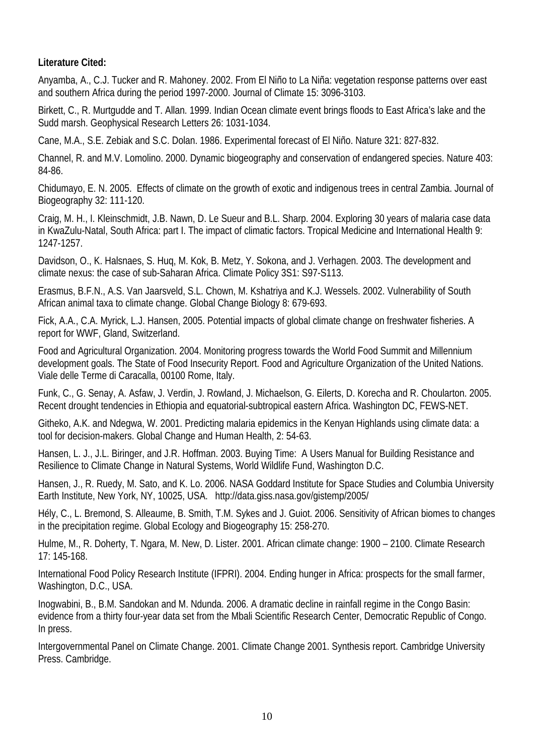**Literature Cited:**

Anyamba, A., C.J. Tucker and R. Mahoney. 2002. From El Niño to La Niña: vegetation response patterns over east and southern Africa during the period 1997-2000. Journal of Climate 15: 3096-3103.

Birkett, C., R. Murtgudde and T. Allan. 1999. Indian Ocean climate event brings floods to East Africa's lake and the Sudd marsh. Geophysical Research Letters 26: 1031-1034.

Cane, M.A., S.E. Zebiak and S.C. Dolan. 1986. Experimental forecast of El Niño. Nature 321: 827-832.

Channel, R. and M.V. Lomolino. 2000. Dynamic biogeography and conservation of endangered species. Nature 403: 84-86.

Chidumayo, E. N. 2005. Effects of climate on the growth of exotic and indigenous trees in central Zambia. Journal of Biogeography 32: 111-120.

Craig, M. H., I. Kleinschmidt, J.B. Nawn, D. Le Sueur and B.L. Sharp. 2004. Exploring 30 years of malaria case data in KwaZulu-Natal, South Africa: part I. The impact of climatic factors. Tropical Medicine and International Health 9: 1247-1257.

Davidson, O., K. Halsnaes, S. Huq, M. Kok, B. Metz, Y. Sokona, and J. Verhagen. 2003. The development and climate nexus: the case of sub-Saharan Africa. Climate Policy 3S1: S97-S113.

Erasmus, B.F.N., A.S. Van Jaarsveld, S.L. Chown, M. Kshatriya and K.J. Wessels. 2002. Vulnerability of South African animal taxa to climate change. Global Change Biology 8: 679-693.

Fick, A.A., C.A. Myrick, L.J. Hansen, 2005. Potential impacts of global climate change on freshwater fisheries. A report for WWF, Gland, Switzerland.

Food and Agricultural Organization. 2004. Monitoring progress towards the World Food Summit and Millennium development goals. The State of Food Insecurity Report. Food and Agriculture Organization of the United Nations. Viale delle Terme di Caracalla, 00100 Rome, Italy.

Funk, C., G. Senay, A. Asfaw, J. Verdin, J. Rowland, J. Michaelson, G. Eilerts, D. Korecha and R. Choularton. 2005. Recent drought tendencies in Ethiopia and equatorial-subtropical eastern Africa. Washington DC, FEWS-NET.

Githeko, A.K. and Ndegwa, W. 2001. Predicting malaria epidemics in the Kenyan Highlands using climate data: a tool for decision-makers. Global Change and Human Health, 2: 54-63.

Hansen, L. J., J.L. Biringer, and J.R. Hoffman. 2003. Buying Time: A Users Manual for Building Resistance and Resilience to Climate Change in Natural Systems, World Wildlife Fund, Washington D.C.

Hansen, J., R. Ruedy, M. Sato, and K. Lo. 2006. NASA Goddard Institute for Space Studies and Columbia University Earth Institute, New York, NY, 10025, USA. http://data.giss.nasa.gov/gistemp/2005/

Hély, C., L. Bremond, S. Alleaume, B. Smith, T.M. Sykes and J. Guiot. 2006. Sensitivity of African biomes to changes in the precipitation regime. Global Ecology and Biogeography 15: 258-270.

Hulme, M., R. Doherty, T. Ngara, M. New, D. Lister. 2001. African climate change: 1900 – 2100. Climate Research 17: 145-168.

International Food Policy Research Institute (IFPRI). 2004. Ending hunger in Africa: prospects for the small farmer, Washington, D.C., USA.

Inogwabini, B., B.M. Sandokan and M. Ndunda. 2006. A dramatic decline in rainfall regime in the Congo Basin: evidence from a thirty four-year data set from the Mbali Scientific Research Center, Democratic Republic of Congo. In press.

Intergovernmental Panel on Climate Change. 2001. Climate Change 2001. Synthesis report. Cambridge University Press. Cambridge.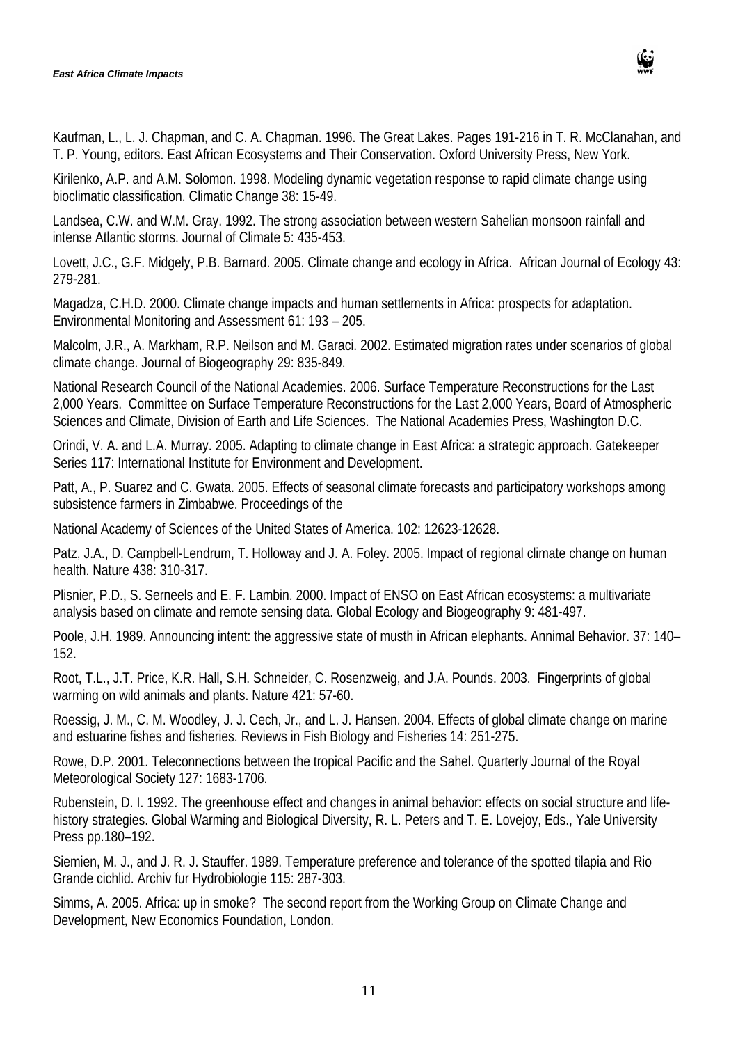Kaufman, L., L. J. Chapman, and C. A. Chapman. 1996. The Great Lakes. Pages 191-216 in T. R. McClanahan, and T. P. Young, editors. East African Ecosystems and Their Conservation. Oxford University Press, New York.

Kirilenko, A.P. and A.M. Solomon. 1998. Modeling dynamic vegetation response to rapid climate change using bioclimatic classification. Climatic Change 38: 15-49.

Landsea, C.W. and W.M. Gray. 1992. The strong association between western Sahelian monsoon rainfall and intense Atlantic storms. Journal of Climate 5: 435-453.

Lovett, J.C., G.F. Midgely, P.B. Barnard. 2005. Climate change and ecology in Africa. African Journal of Ecology 43: 279-281.

Magadza, C.H.D. 2000. Climate change impacts and human settlements in Africa: prospects for adaptation. Environmental Monitoring and Assessment 61: 193 – 205.

Malcolm, J.R., A. Markham, R.P. Neilson and M. Garaci. 2002. Estimated migration rates under scenarios of global climate change. Journal of Biogeography 29: 835-849.

National Research Council of the National Academies. 2006. Surface Temperature Reconstructions for the Last 2,000 Years. Committee on Surface Temperature Reconstructions for the Last 2,000 Years, Board of Atmospheric Sciences and Climate, Division of Earth and Life Sciences. The National Academies Press, Washington D.C.

Orindi, V. A. and L.A. Murray. 2005. Adapting to climate change in East Africa: a strategic approach. Gatekeeper Series 117: International Institute for Environment and Development.

Patt, A., P. Suarez and C. Gwata. 2005. Effects of seasonal climate forecasts and participatory workshops among subsistence farmers in Zimbabwe. Proceedings of the

National Academy of Sciences of the United States of America. 102: 12623-12628.

Patz, J.A., D. Campbell-Lendrum, T. Holloway and J. A. Foley. 2005. Impact of regional climate change on human health. Nature 438: 310-317.

Plisnier, P.D., S. Serneels and E. F. Lambin. 2000. Impact of ENSO on East African ecosystems: a multivariate analysis based on climate and remote sensing data. Global Ecology and Biogeography 9: 481-497.

Poole, J.H. 1989. Announcing intent: the aggressive state of musth in African elephants. Annimal Behavior. 37: 140–152.

Root, T.L., J.T. Price, K.R. Hall, S.H. Schneider, C. Rosenzweig, and J.A. Pounds. 2003. Fingerprints of global warming on wild animals and plants. Nature 421: 57-60.

Roessig, J. M., C. M. Woodley, J. J. Cech, Jr., and L. J. Hansen. 2004. Effects of global climate change on marine and estuarine fishes and fisheries. Reviews in Fish Biology and Fisheries 14: 251-275.

Rowe, D.P. 2001. Teleconnections between the tropical Pacific and the Sahel. Quarterly Journal of the Royal Meteorological Society 127: 1683-1706.

Rubenstein, D. I. 1992. The greenhouse effect and changes in animal behavior: effects on social structure and life-history strategies. Global Warming and Biological Diversity, R. L. Peters and T. E. Lovejoy, Eds., Yale University Press pp.180–192.

Siemien, M. J., and J. R. J. Stauffer. 1989. Temperature preference and tolerance of the spotted tilapia and Rio Grande cichlid. Archiv fur Hydrobiologie 115: 287-303.

Simms, A. 2005. Africa: up in smoke? The second report from the Working Group on Climate Change and Development, New Economics Foundation, London.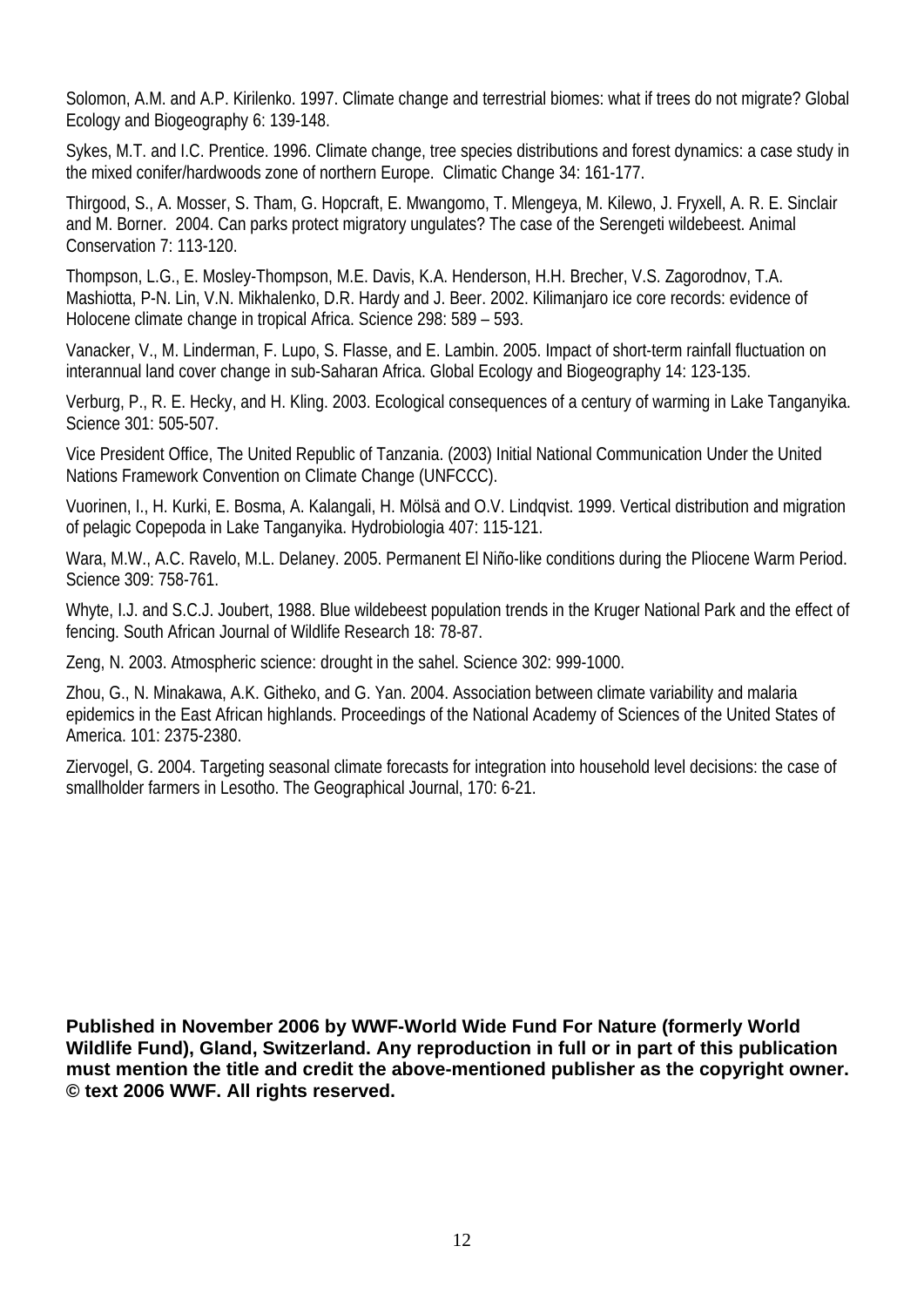Solomon, A.M. and A.P. Kirilenko. 1997. Climate change and terrestrial biomes: what if trees do not migrate? Global Ecology and Biogeography 6: 139-148.

Sykes, M.T. and I.C. Prentice. 1996. Climate change, tree species distributions and forest dynamics: a case study in the mixed conifer/hardwoods zone of northern Europe. Climatic Change 34: 161-177.

Thirgood, S., A. Mosser, S. Tham, G. Hopcraft, E. Mwangomo, T. Mlengeya, M. Kilewo, J. Fryxell, A. R. E. Sinclair and M. Borner. 2004. Can parks protect migratory ungulates? The case of the Serengeti wildebeest. Animal Conservation 7: 113-120.

Thompson, L.G., E. Mosley-Thompson, M.E. Davis, K.A. Henderson, H.H. Brecher, V.S. Zagorodnov, T.A. Mashiotta, P-N. Lin, V.N. Mikhalenko, D.R. Hardy and J. Beer. 2002. Kilimanjaro ice core records: evidence of Holocene climate change in tropical Africa. Science 298: 589 – 593.

Vanacker, V., M. Linderman, F. Lupo, S. Flasse, and E. Lambin. 2005. Impact of short-term rainfall fluctuation on interannual land cover change in sub-Saharan Africa. Global Ecology and Biogeography 14: 123-135.

Verburg, P., R. E. Hecky, and H. Kling. 2003. Ecological consequences of a century of warming in Lake Tanganyika. Science 301: 505-507.

Vice President Office, The United Republic of Tanzania. (2003) Initial National Communication Under the United Nations Framework Convention on Climate Change (UNFCCC).

Vuorinen, I., H. Kurki, E. Bosma, A. Kalangali, H. Mölsä and O.V. Lindqvist. 1999. Vertical distribution and migration of pelagic Copepoda in Lake Tanganyika. Hydrobiologia 407: 115-121.

Wara, M.W., A.C. Ravelo, M.L. Delaney. 2005. Permanent El Niño-like conditions during the Pliocene Warm Period. Science 309: 758-761.

Whyte, I.J. and S.C.J. Joubert, 1988. Blue wildebeest population trends in the Kruger National Park and the effect of fencing. South African Journal of Wildlife Research 18: 78-87.

Zeng, N. 2003. Atmospheric science: drought in the sahel. Science 302: 999-1000.

Zhou, G., N. Minakawa, A.K. Githeko, and G. Yan. 2004. Association between climate variability and malaria epidemics in the East African highlands. Proceedings of the National Academy of Sciences of the United States of America. 101: 2375-2380.

Ziervogel, G. 2004. Targeting seasonal climate forecasts for integration into household level decisions: the case of smallholder farmers in Lesotho. The Geographical Journal, 170: 6-21.

**Published in November 2006 by WWF-World Wide Fund For Nature (formerly World Wildlife Fund), Gland, Switzerland. Any reproduction in full or in part of this publication must mention the title and credit the above-mentioned publisher as the copyright owner. © text 2006 WWF. All rights reserved.**